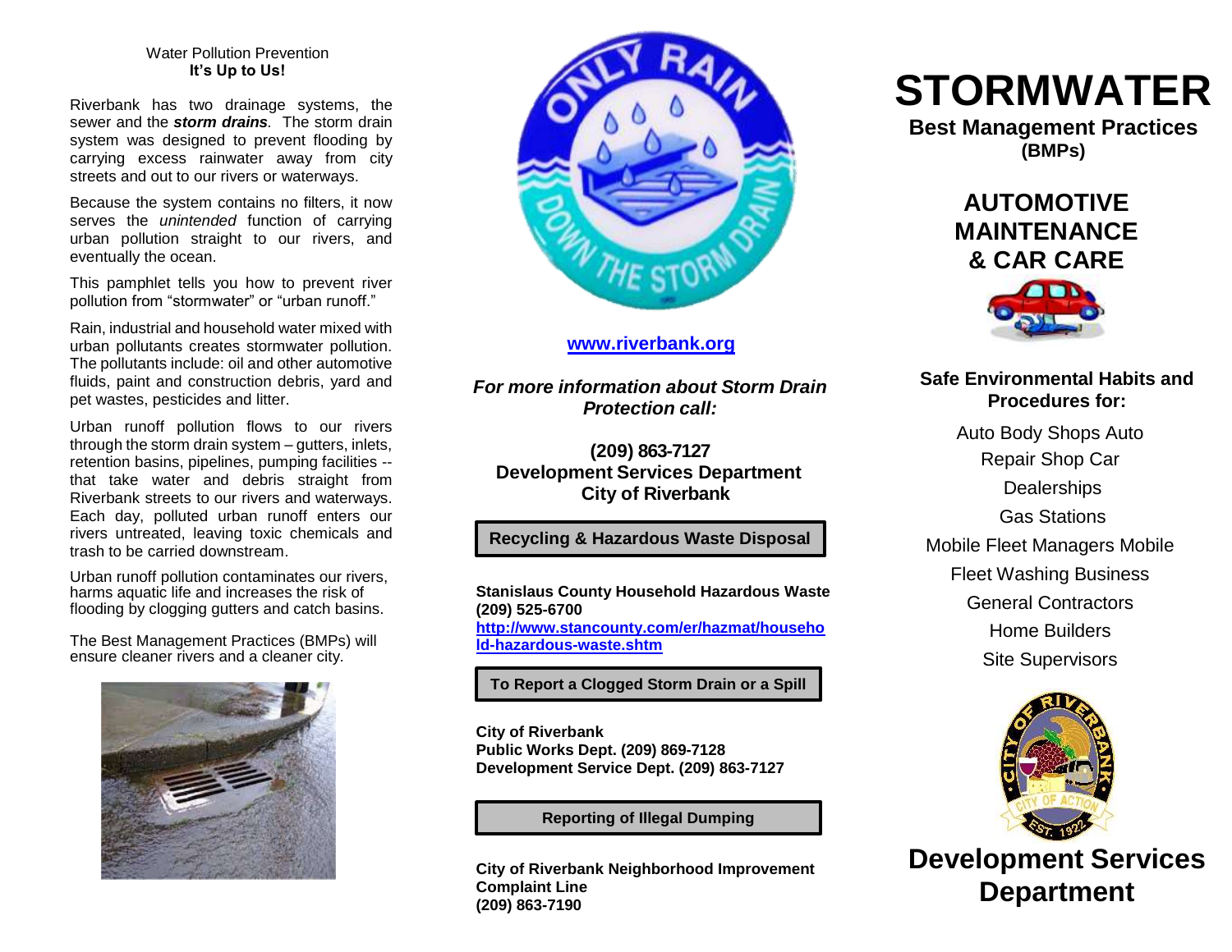Water Pollution Prevention
**It's Up to Us!**

Riverbank has two drainage systems, the sewer and the ***storm drains***. The storm drain system was designed to prevent flooding by carrying excess rainwater away from city streets and out to our rivers or waterways.

Because the system contains no filters, it now serves the *unintended* function of carrying urban pollution straight to our rivers, and eventually the ocean.

This pamphlet tells you how to prevent river pollution from "stormwater" or "urban runoff."

Rain, industrial and household water mixed with urban pollutants creates stormwater pollution. The pollutants include: oil and other automotive fluids, paint and construction debris, yard and pet wastes, pesticides and litter.

Urban runoff pollution flows to our rivers through the storm drain system – gutters, inlets, retention basins, pipelines, pumping facilities -- that take water and debris straight from Riverbank streets to our rivers and waterways. Each day, polluted urban runoff enters our rivers untreated, leaving toxic chemicals and trash to be carried downstream.

Urban runoff pollution contaminates our rivers, harms aquatic life and increases the risk of flooding by clogging gutters and catch basins.

The Best Management Practices (BMPs) will ensure cleaner rivers and a cleaner city.

ONLY RAIN DOWN THE STORM DRAIN

**www.riverbank.org**

***For more information about Storm Drain Protection call:***

**(209) 863-7127**
**Development Services Department**
**City of Riverbank**

**Recycling & Hazardous Waste Disposal**

**Stanislaus County Household Hazardous Waste**
**(209) 525-6700**
**http://www.stancounty.com/er/hazmat/household-hazardous-waste.shtm**

**To Report a Clogged Storm Drain or a Spill**

**City of Riverbank**
**Public Works Dept. (209) 869-7128**
**Development Service Dept. (209) 863-7127**

**Reporting of Illegal Dumping**

**City of Riverbank Neighborhood Improvement Complaint Line**
**(209) 863-7190**

# STORMWATER

**Best Management Practices**
**(BMPs)**

## AUTOMOTIVE MAINTENANCE & CAR CARE

**Safe Environmental Habits and Procedures for:**

Auto Body Shops Auto Repair Shop Car Dealerships
Gas Stations
Mobile Fleet Managers Mobile Fleet Washing Business
General Contractors
Home Builders
Site Supervisors

CITY OF RIVERBANK — CITY OF ACTION — EST. 1922

## Development Services Department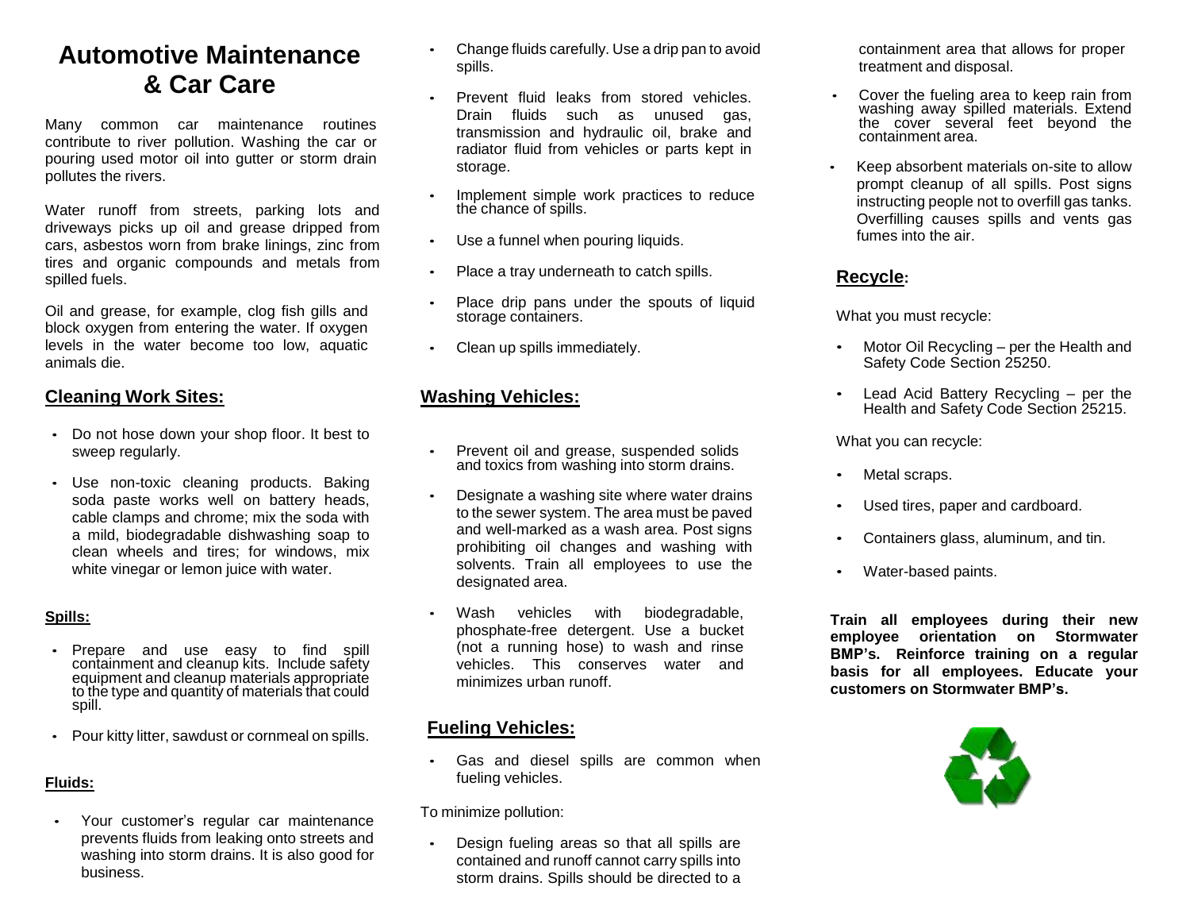# Automotive Maintenance & Car Care

Many common car maintenance routines contribute to river pollution. Washing the car or pouring used motor oil into gutter or storm drain pollutes the rivers.

Water runoff from streets, parking lots and driveways picks up oil and grease dripped from cars, asbestos worn from brake linings, zinc from tires and organic compounds and metals from spilled fuels.

Oil and grease, for example, clog fish gills and block oxygen from entering the water. If oxygen levels in the water become too low, aquatic animals die.

## Cleaning Work Sites:

- Do not hose down your shop floor. It best to sweep regularly.
- Use non-toxic cleaning products. Baking soda paste works well on battery heads, cable clamps and chrome; mix the soda with a mild, biodegradable dishwashing soap to clean wheels and tires; for windows, mix white vinegar or lemon juice with water.

### Spills:

- Prepare and use easy to find spill containment and cleanup kits. Include safety equipment and cleanup materials appropriate to the type and quantity of materials that could spill.
- Pour kitty litter, sawdust or cornmeal on spills.

### Fluids:

- Your customer's regular car maintenance prevents fluids from leaking onto streets and washing into storm drains. It is also good for business.
- Change fluids carefully. Use a drip pan to avoid spills.
- Prevent fluid leaks from stored vehicles. Drain fluids such as unused gas, transmission and hydraulic oil, brake and radiator fluid from vehicles or parts kept in storage.
- Implement simple work practices to reduce the chance of spills.
- Use a funnel when pouring liquids.
- Place a tray underneath to catch spills.
- Place drip pans under the spouts of liquid storage containers.
- Clean up spills immediately.

## Washing Vehicles:

- Prevent oil and grease, suspended solids and toxics from washing into storm drains.
- Designate a washing site where water drains to the sewer system. The area must be paved and well-marked as a wash area. Post signs prohibiting oil changes and washing with solvents. Train all employees to use the designated area.
- Wash vehicles with biodegradable, phosphate-free detergent. Use a bucket (not a running hose) to wash and rinse vehicles. This conserves water and minimizes urban runoff.

## Fueling Vehicles:

- Gas and diesel spills are common when fueling vehicles.

To minimize pollution:

- Design fueling areas so that all spills are contained and runoff cannot carry spills into storm drains. Spills should be directed to a containment area that allows for proper treatment and disposal.
- Cover the fueling area to keep rain from washing away spilled materials. Extend the cover several feet beyond the containment area.
- Keep absorbent materials on-site to allow prompt cleanup of all spills. Post signs instructing people not to overfill gas tanks. Overfilling causes spills and vents gas fumes into the air.

## Recycle:

What you must recycle:

- Motor Oil Recycling – per the Health and Safety Code Section 25250.
- Lead Acid Battery Recycling – per the Health and Safety Code Section 25215.

What you can recycle:

- Metal scraps.
- Used tires, paper and cardboard.
- Containers glass, aluminum, and tin.
- Water-based paints.

**Train all employees during their new employee orientation on Stormwater BMP's. Reinforce training on a regular basis for all employees. Educate your customers on Stormwater BMP's.**